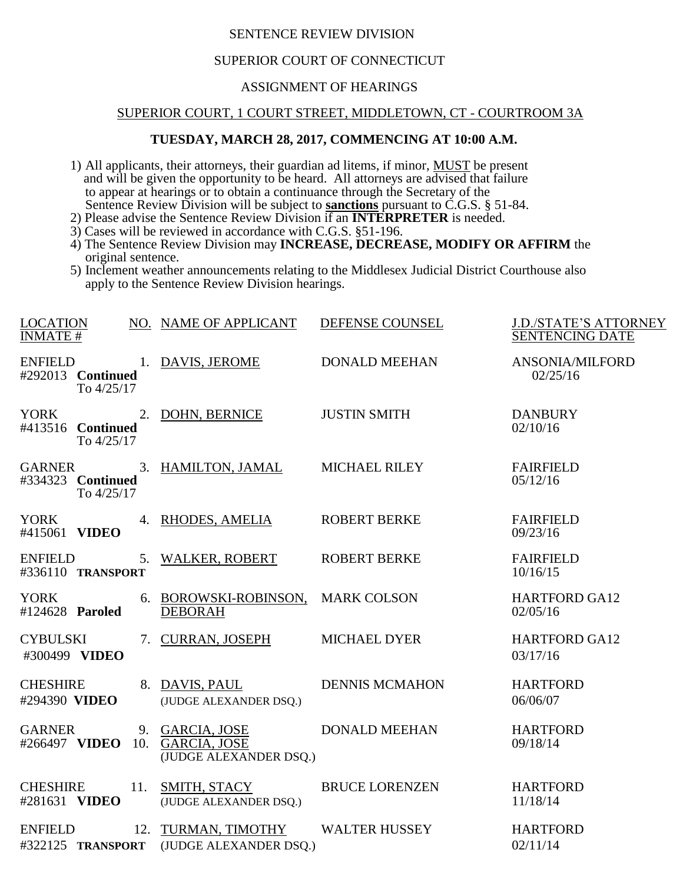SENTENCE REVIEW DIVISION

SUPERIOR COURT OF CONNECTICUT

ASSIGNMENT OF HEARINGS

SUPERIOR COURT, 1 COURT STREET, MIDDLETOWN, CT - COURTROOM 3A

**TUESDAY, MARCH 28, 2017, COMMENCING AT 10:00 A.M.**

1) All applicants, their attorneys, their guardian ad litems, if minor, MUST be present and will be given the opportunity to be heard. All attorneys are advised that failure to appear at hearings or to obtain a continuance through the Secretary of the Sentence Review Division will be subject to **sanctions** pursuant to C.G.S. § 51-84.
2) Please advise the Sentence Review Division if an **INTERPRETER** is needed.
3) Cases will be reviewed in accordance with C.G.S. §51-196.
4) The Sentence Review Division may **INCREASE, DECREASE, MODIFY OR AFFIRM** the original sentence.
5) Inclement weather announcements relating to the Middlesex Judicial District Courthouse also apply to the Sentence Review Division hearings.

| LOCATION INMATE # | NO. | NAME OF APPLICANT | DEFENSE COUNSEL | J.D./STATE'S ATTORNEY SENTENCING DATE |
|---|---|---|---|---|
| ENFIELD #292013 **Continued** To 4/25/17 | 1. | DAVIS, JEROME | DONALD MEEHAN | ANSONIA/MILFORD 02/25/16 |
| YORK #413516 **Continued** To 4/25/17 | 2. | DOHN, BERNICE | JUSTIN SMITH | DANBURY 02/10/16 |
| GARNER #334323 **Continued** To 4/25/17 | 3. | HAMILTON, JAMAL | MICHAEL RILEY | FAIRFIELD 05/12/16 |
| YORK #415061 **VIDEO** | 4. | RHODES, AMELIA | ROBERT BERKE | FAIRFIELD 09/23/16 |
| ENFIELD #336110 **TRANSPORT** | 5. | WALKER, ROBERT | ROBERT BERKE | FAIRFIELD 10/16/15 |
| YORK #124628 **Paroled** | 6. | BOROWSKI-ROBINSON, DEBORAH | MARK COLSON | HARTFORD GA12 02/05/16 |
| CYBULSKI #300499 **VIDEO** | 7. | CURRAN, JOSEPH | MICHAEL DYER | HARTFORD GA12 03/17/16 |
| CHESHIRE #294390 **VIDEO** | 8. | DAVIS, PAUL (JUDGE ALEXANDER DSQ.) | DENNIS MCMAHON | HARTFORD 06/06/07 |
| GARNER #266497 **VIDEO** | 9. 10. | GARCIA, JOSE GARCIA, JOSE (JUDGE ALEXANDER DSQ.) | DONALD MEEHAN | HARTFORD 09/18/14 |
| CHESHIRE #281631 **VIDEO** | 11. | SMITH, STACY (JUDGE ALEXANDER DSQ.) | BRUCE LORENZEN | HARTFORD 11/18/14 |
| ENFIELD #322125 **TRANSPORT** | 12. | TURMAN, TIMOTHY (JUDGE ALEXANDER DSQ.) | WALTER HUSSEY | HARTFORD 02/11/14 |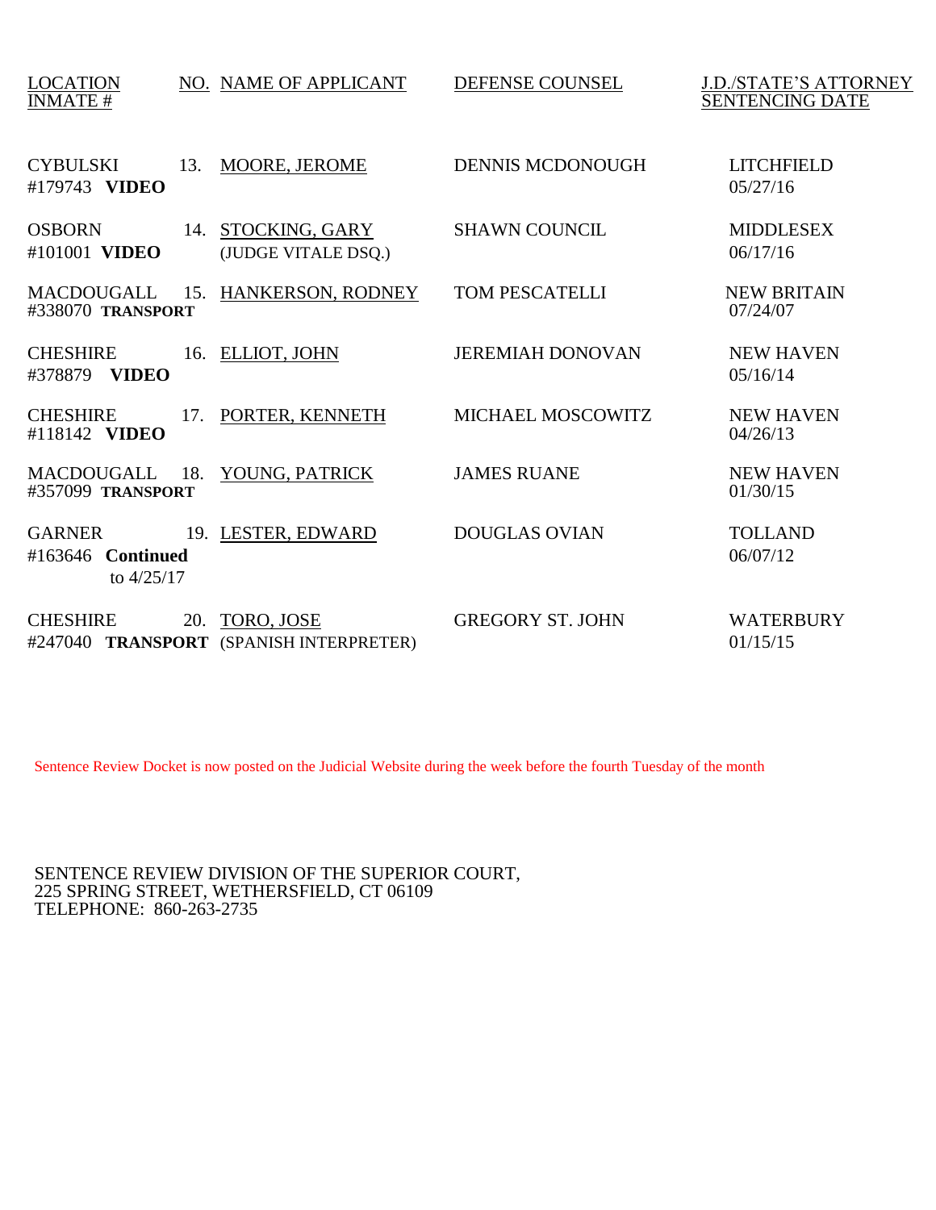| LOCATION<br>INMATE # | NO. | NAME OF APPLICANT | DEFENSE COUNSEL | J.D./STATE'S ATTORNEY<br>SENTENCING DATE |
|---|---|---|---|---|
| CYBULSKI<br>#179743 **VIDEO** | 13. | MOORE, JEROME | DENNIS MCDONOUGH | LITCHFIELD<br>05/27/16 |
| OSBORN<br>#101001 **VIDEO** | 14. | STOCKING, GARY<br>(JUDGE VITALE DSQ.) | SHAWN COUNCIL | MIDDLESEX<br>06/17/16 |
| MACDOUGALL<br>#338070 **TRANSPORT** | 15. | HANKERSON, RODNEY | TOM PESCATELLI | NEW BRITAIN<br>07/24/07 |
| CHESHIRE<br>#378879 **VIDEO** | 16. | ELLIOT, JOHN | JEREMIAH DONOVAN | NEW HAVEN<br>05/16/14 |
| CHESHIRE<br>#118142 **VIDEO** | 17. | PORTER, KENNETH | MICHAEL MOSCOWITZ | NEW HAVEN<br>04/26/13 |
| MACDOUGALL<br>#357099 **TRANSPORT** | 18. | YOUNG, PATRICK | JAMES RUANE | NEW HAVEN<br>01/30/15 |
| GARNER<br>#163646 **Continued** to 4/25/17 | 19. | LESTER, EDWARD | DOUGLAS OVIAN | TOLLAND<br>06/07/12 |
| CHESHIRE<br>#247040 **TRANSPORT** | 20. | TORO, JOSE<br>(SPANISH INTERPRETER) | GREGORY ST. JOHN | WATERBURY<br>01/15/15 |

Sentence Review Docket is now posted on the Judicial Website during the week before the fourth Tuesday of the month

SENTENCE REVIEW DIVISION OF THE SUPERIOR COURT,
225 SPRING STREET, WETHERSFIELD, CT 06109
TELEPHONE: 860-263-2735